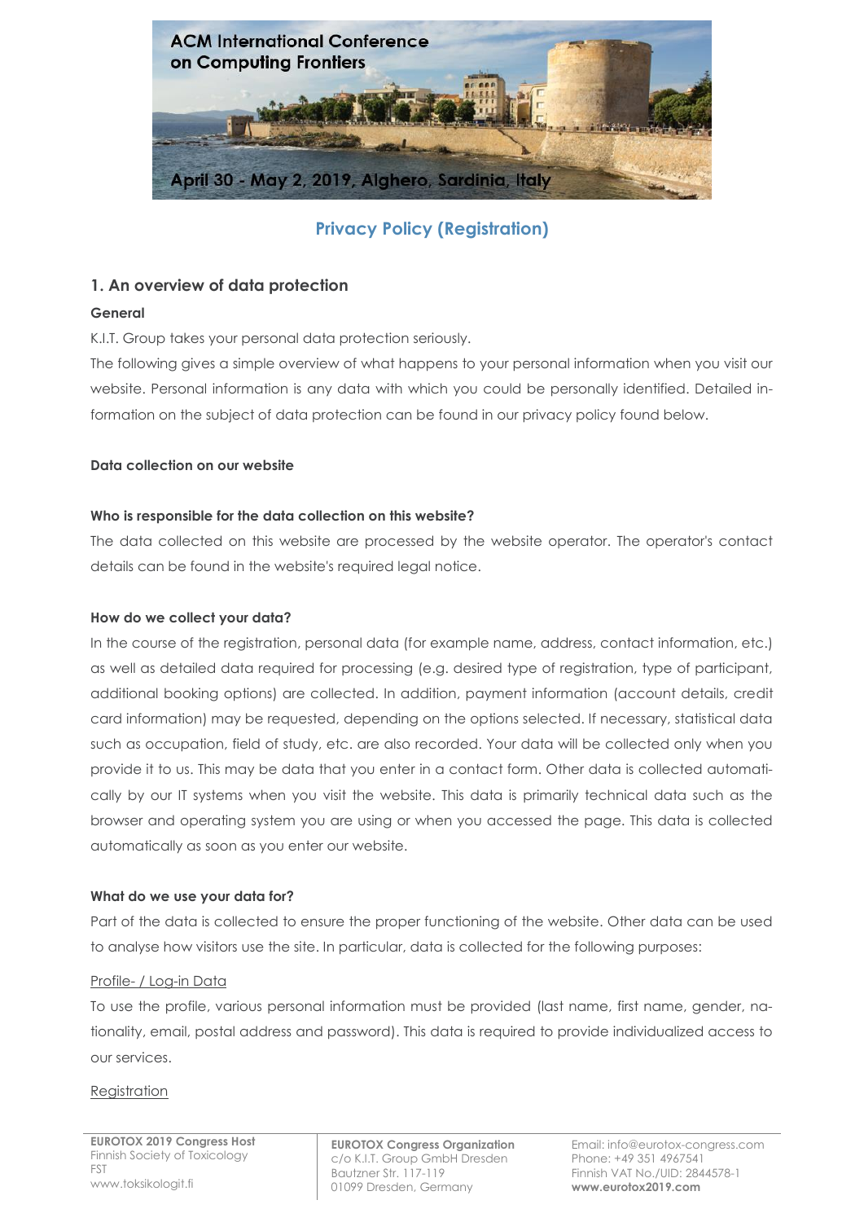# Privacy Policy (Registration)

## 1. An overview of data protection

**General**

K.I.T. Group takes your personal data protection seriously.

The following gives a simple overview of what happens to your personal information when you visit our website. Personal information is any data with which you could be personally identified. Detailed information on the subject of data protection can be found in our privacy policy found below.

**Data collection on our website**

**Who is responsible for the data collection on this website?**

The data collected on this website are processed by the website operator. The operator's contact details can be found in the website's required legal notice.

**How do we collect your data?**

In the course of the registration, personal data (for example name, address, contact information, etc.) as well as detailed data required for processing (e.g. desired type of registration, type of participant, additional booking options) are collected. In addition, payment information (account details, credit card information) may be requested, depending on the options selected. If necessary, statistical data such as occupation, field of study, etc. are also recorded. Your data will be collected only when you provide it to us. This may be data that you enter in a contact form. Other data is collected automatically by our IT systems when you visit the website. This data is primarily technical data such as the browser and operating system you are using or when you accessed the page. This data is collected automatically as soon as you enter our website.

**What do we use your data for?**

Part of the data is collected to ensure the proper functioning of the website. Other data can be used to analyse how visitors use the site. In particular, data is collected for the following purposes:

Profile- / Log-in Data

To use the profile, various personal information must be provided (last name, first name, gender, nationality, email, postal address and password). This data is required to provide individualized access to our services.

Registration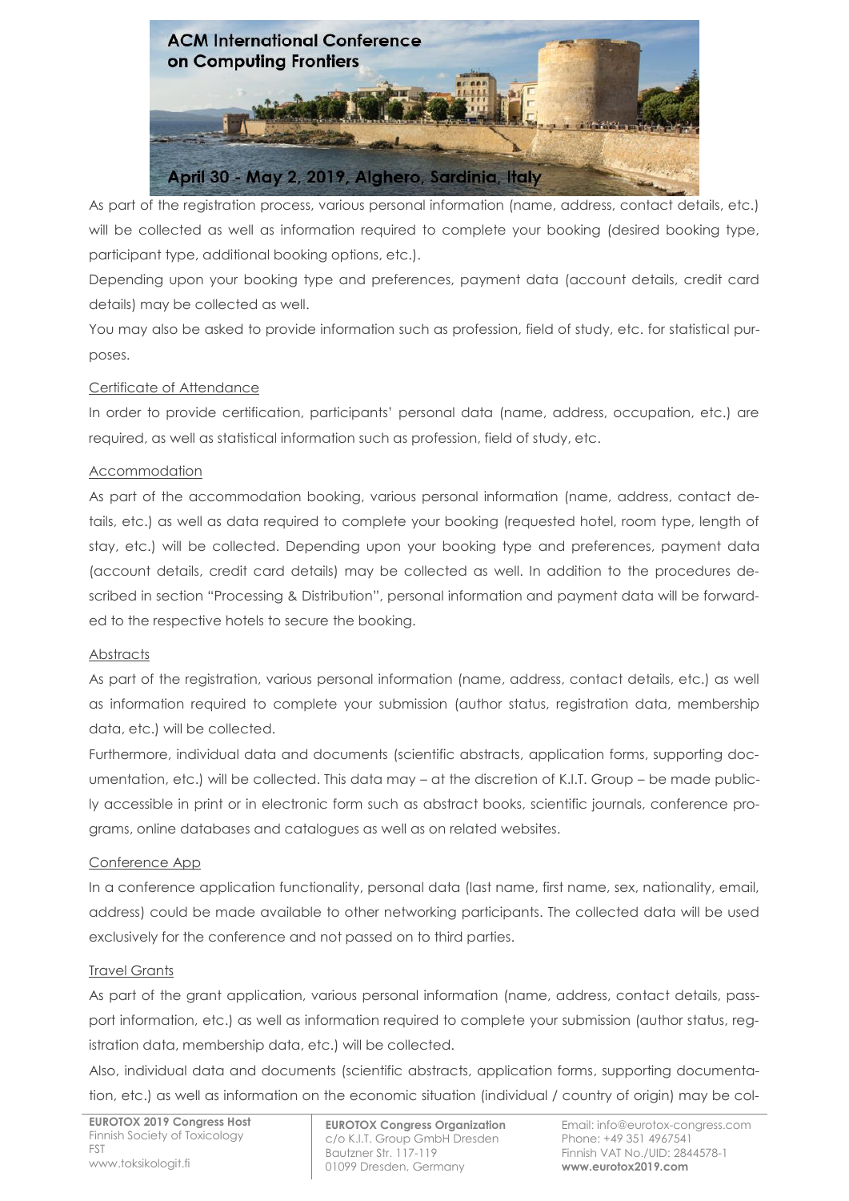As part of the registration process, various personal information (name, address, contact details, etc.) will be collected as well as information required to complete your booking (desired booking type, participant type, additional booking options, etc.).

Depending upon your booking type and preferences, payment data (account details, credit card details) may be collected as well.

You may also be asked to provide information such as profession, field of study, etc. for statistical purposes.

### Certificate of Attendance

In order to provide certification, participants' personal data (name, address, occupation, etc.) are required, as well as statistical information such as profession, field of study, etc.

### Accommodation

As part of the accommodation booking, various personal information (name, address, contact details, etc.) as well as data required to complete your booking (requested hotel, room type, length of stay, etc.) will be collected. Depending upon your booking type and preferences, payment data (account details, credit card details) may be collected as well. In addition to the procedures described in section "Processing & Distribution", personal information and payment data will be forwarded to the respective hotels to secure the booking.

### Abstracts

As part of the registration, various personal information (name, address, contact details, etc.) as well as information required to complete your submission (author status, registration data, membership data, etc.) will be collected.

Furthermore, individual data and documents (scientific abstracts, application forms, supporting documentation, etc.) will be collected. This data may – at the discretion of K.I.T. Group – be made publicly accessible in print or in electronic form such as abstract books, scientific journals, conference programs, online databases and catalogues as well as on related websites.

### Conference App

In a conference application functionality, personal data (last name, first name, sex, nationality, email, address) could be made available to other networking participants. The collected data will be used exclusively for the conference and not passed on to third parties.

### Travel Grants

As part of the grant application, various personal information (name, address, contact details, passport information, etc.) as well as information required to complete your submission (author status, registration data, membership data, etc.) will be collected.

Also, individual data and documents (scientific abstracts, application forms, supporting documentation, etc.) as well as information on the economic situation (individual / country of origin) may be col-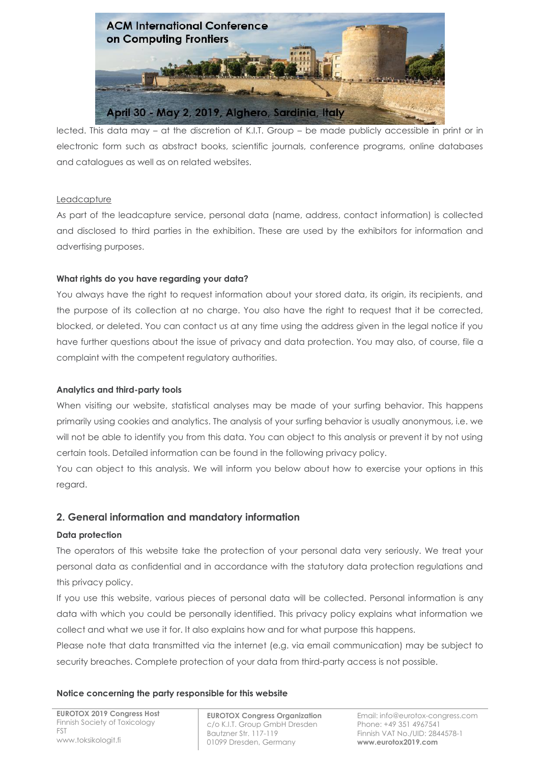lected. This data may – at the discretion of K.I.T. Group – be made publicly accessible in print or in electronic form such as abstract books, scientific journals, conference programs, online databases and catalogues as well as on related websites.

Leadcapture

As part of the leadcapture service, personal data (name, address, contact information) is collected and disclosed to third parties in the exhibition. These are used by the exhibitors for information and advertising purposes.

**What rights do you have regarding your data?**

You always have the right to request information about your stored data, its origin, its recipients, and the purpose of its collection at no charge. You also have the right to request that it be corrected, blocked, or deleted. You can contact us at any time using the address given in the legal notice if you have further questions about the issue of privacy and data protection. You may also, of course, file a complaint with the competent regulatory authorities.

**Analytics and third-party tools**

When visiting our website, statistical analyses may be made of your surfing behavior. This happens primarily using cookies and analytics. The analysis of your surfing behavior is usually anonymous, i.e. we will not be able to identify you from this data. You can object to this analysis or prevent it by not using certain tools. Detailed information can be found in the following privacy policy.

You can object to this analysis. We will inform you below about how to exercise your options in this regard.

## 2. General information and mandatory information

**Data protection**

The operators of this website take the protection of your personal data very seriously. We treat your personal data as confidential and in accordance with the statutory data protection regulations and this privacy policy.

If you use this website, various pieces of personal data will be collected. Personal information is any data with which you could be personally identified. This privacy policy explains what information we collect and what we use it for. It also explains how and for what purpose this happens.

Please note that data transmitted via the internet (e.g. via email communication) may be subject to security breaches. Complete protection of your data from third-party access is not possible.

**Notice concerning the party responsible for this website**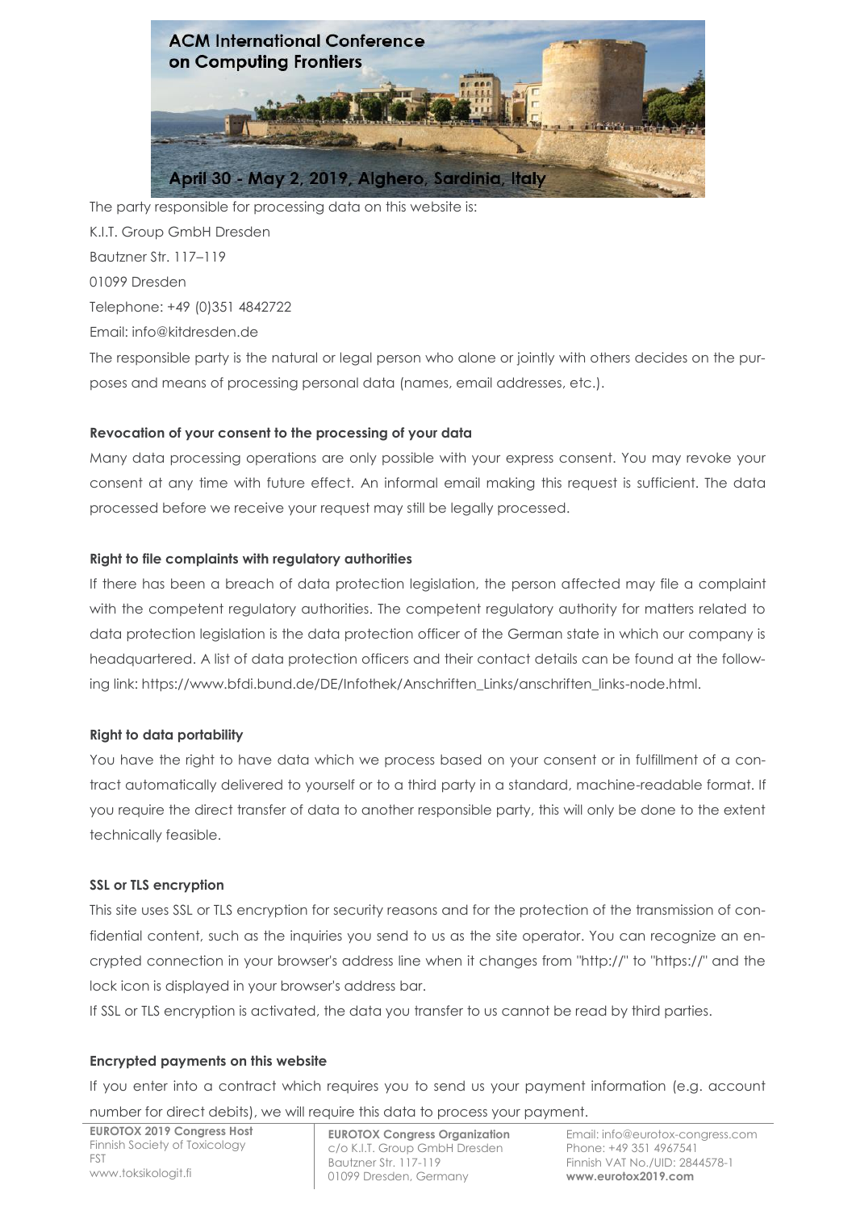The party responsible for processing data on this website is:

K.I.T. Group GmbH Dresden

Bautzner Str. 117–119

01099 Dresden

Telephone: +49 (0)351 4842722

Email: info@kitdresden.de

The responsible party is the natural or legal person who alone or jointly with others decides on the purposes and means of processing personal data (names, email addresses, etc.).

**Revocation of your consent to the processing of your data**

Many data processing operations are only possible with your express consent. You may revoke your consent at any time with future effect. An informal email making this request is sufficient. The data processed before we receive your request may still be legally processed.

**Right to file complaints with regulatory authorities**

If there has been a breach of data protection legislation, the person affected may file a complaint with the competent regulatory authorities. The competent regulatory authority for matters related to data protection legislation is the data protection officer of the German state in which our company is headquartered. A list of data protection officers and their contact details can be found at the following link: https://www.bfdi.bund.de/DE/Infothek/Anschriften_Links/anschriften_links-node.html.

**Right to data portability**

You have the right to have data which we process based on your consent or in fulfillment of a contract automatically delivered to yourself or to a third party in a standard, machine-readable format. If you require the direct transfer of data to another responsible party, this will only be done to the extent technically feasible.

**SSL or TLS encryption**

This site uses SSL or TLS encryption for security reasons and for the protection of the transmission of confidential content, such as the inquiries you send to us as the site operator. You can recognize an encrypted connection in your browser's address line when it changes from "http://" to "https://" and the lock icon is displayed in your browser's address bar.

If SSL or TLS encryption is activated, the data you transfer to us cannot be read by third parties.

**Encrypted payments on this website**

If you enter into a contract which requires you to send us your payment information (e.g. account number for direct debits), we will require this data to process your payment.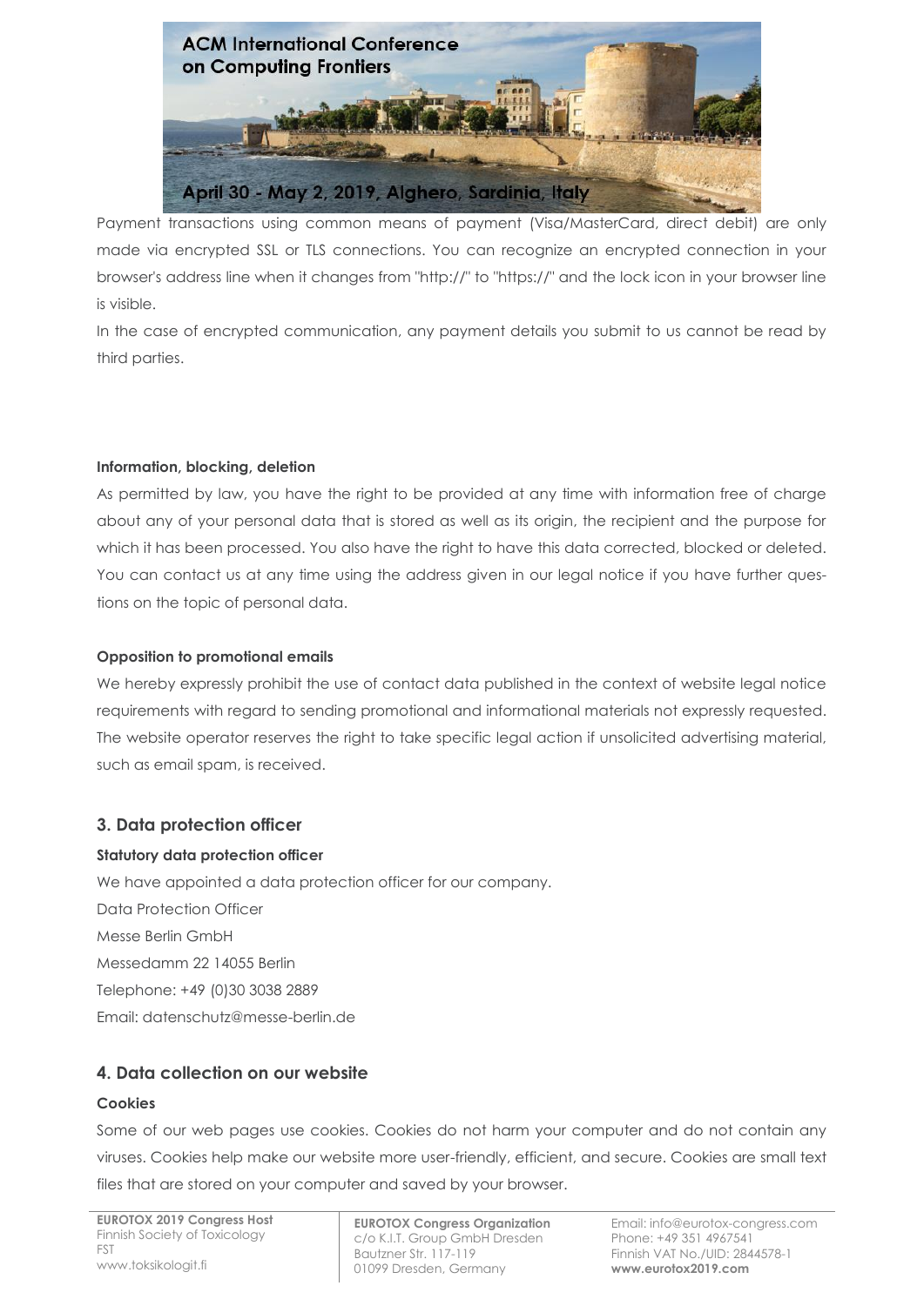Payment transactions using common means of payment (Visa/MasterCard, direct debit) are only made via encrypted SSL or TLS connections. You can recognize an encrypted connection in your browser's address line when it changes from "http://" to "https://" and the lock icon in your browser line is visible.

In the case of encrypted communication, any payment details you submit to us cannot be read by third parties.

**Information, blocking, deletion**

As permitted by law, you have the right to be provided at any time with information free of charge about any of your personal data that is stored as well as its origin, the recipient and the purpose for which it has been processed. You also have the right to have this data corrected, blocked or deleted. You can contact us at any time using the address given in our legal notice if you have further questions on the topic of personal data.

**Opposition to promotional emails**

We hereby expressly prohibit the use of contact data published in the context of website legal notice requirements with regard to sending promotional and informational materials not expressly requested. The website operator reserves the right to take specific legal action if unsolicited advertising material, such as email spam, is received.

## 3. Data protection officer

**Statutory data protection officer**

We have appointed a data protection officer for our company.

Data Protection Officer

Messe Berlin GmbH

Messedamm 22 14055 Berlin

Telephone: +49 (0)30 3038 2889

Email: datenschutz@messe-berlin.de

## 4. Data collection on our website

**Cookies**

Some of our web pages use cookies. Cookies do not harm your computer and do not contain any viruses. Cookies help make our website more user-friendly, efficient, and secure. Cookies are small text files that are stored on your computer and saved by your browser.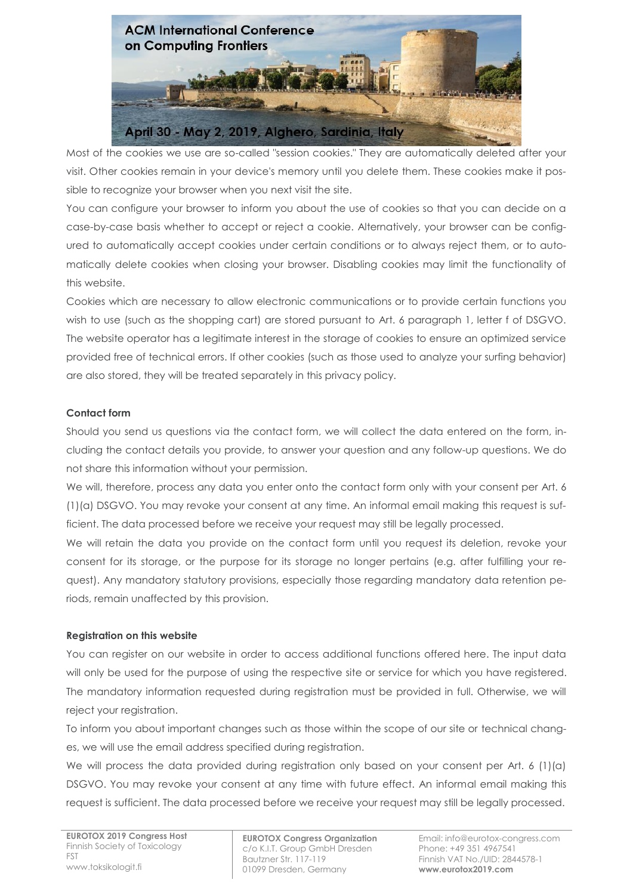Most of the cookies we use are so-called "session cookies." They are automatically deleted after your visit. Other cookies remain in your device's memory until you delete them. These cookies make it possible to recognize your browser when you next visit the site.

You can configure your browser to inform you about the use of cookies so that you can decide on a case-by-case basis whether to accept or reject a cookie. Alternatively, your browser can be configured to automatically accept cookies under certain conditions or to always reject them, or to automatically delete cookies when closing your browser. Disabling cookies may limit the functionality of this website.

Cookies which are necessary to allow electronic communications or to provide certain functions you wish to use (such as the shopping cart) are stored pursuant to Art. 6 paragraph 1, letter f of DSGVO. The website operator has a legitimate interest in the storage of cookies to ensure an optimized service provided free of technical errors. If other cookies (such as those used to analyze your surfing behavior) are also stored, they will be treated separately in this privacy policy.

**Contact form**

Should you send us questions via the contact form, we will collect the data entered on the form, including the contact details you provide, to answer your question and any follow-up questions. We do not share this information without your permission.

We will, therefore, process any data you enter onto the contact form only with your consent per Art. 6 (1)(a) DSGVO. You may revoke your consent at any time. An informal email making this request is sufficient. The data processed before we receive your request may still be legally processed.

We will retain the data you provide on the contact form until you request its deletion, revoke your consent for its storage, or the purpose for its storage no longer pertains (e.g. after fulfilling your request). Any mandatory statutory provisions, especially those regarding mandatory data retention periods, remain unaffected by this provision.

**Registration on this website**

You can register on our website in order to access additional functions offered here. The input data will only be used for the purpose of using the respective site or service for which you have registered. The mandatory information requested during registration must be provided in full. Otherwise, we will reject your registration.

To inform you about important changes such as those within the scope of our site or technical changes, we will use the email address specified during registration.

We will process the data provided during registration only based on your consent per Art. 6 (1)(a) DSGVO. You may revoke your consent at any time with future effect. An informal email making this request is sufficient. The data processed before we receive your request may still be legally processed.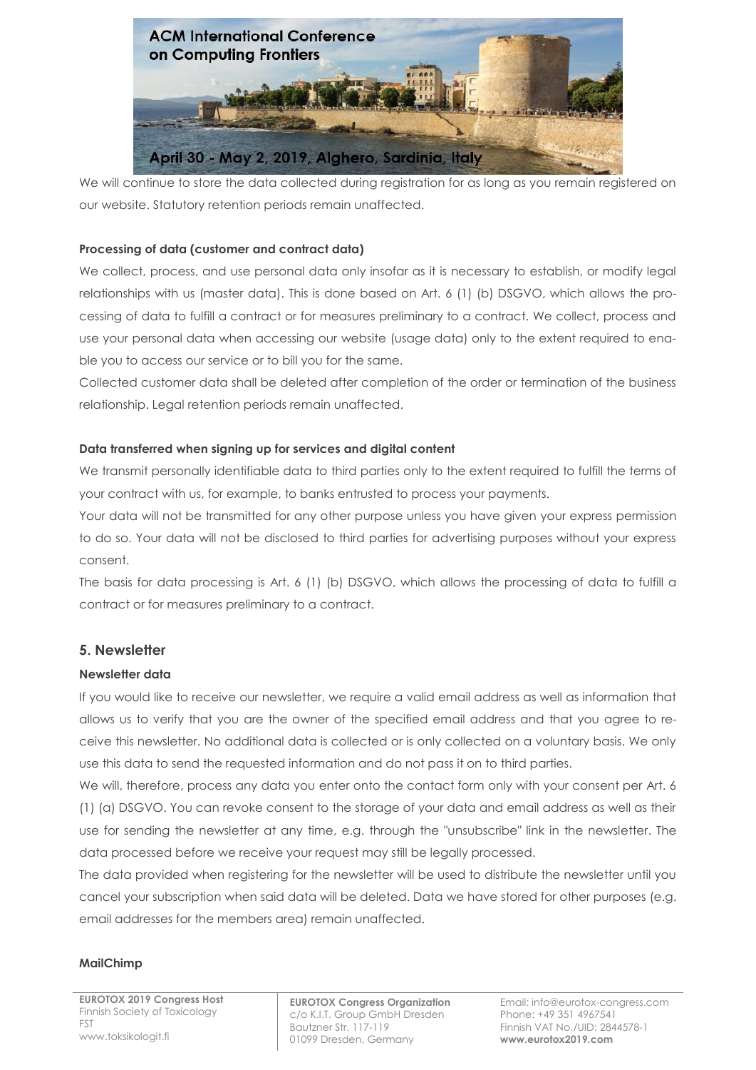We will continue to store the data collected during registration for as long as you remain registered on our website. Statutory retention periods remain unaffected.

**Processing of data (customer and contract data)**

We collect, process, and use personal data only insofar as it is necessary to establish, or modify legal relationships with us (master data). This is done based on Art. 6 (1) (b) DSGVO, which allows the processing of data to fulfill a contract or for measures preliminary to a contract. We collect, process and use your personal data when accessing our website (usage data) only to the extent required to enable you to access our service or to bill you for the same.

Collected customer data shall be deleted after completion of the order or termination of the business relationship. Legal retention periods remain unaffected.

**Data transferred when signing up for services and digital content**

We transmit personally identifiable data to third parties only to the extent required to fulfill the terms of your contract with us, for example, to banks entrusted to process your payments.

Your data will not be transmitted for any other purpose unless you have given your express permission to do so. Your data will not be disclosed to third parties for advertising purposes without your express consent.

The basis for data processing is Art. 6 (1) (b) DSGVO, which allows the processing of data to fulfill a contract or for measures preliminary to a contract.

## 5. Newsletter

**Newsletter data**

If you would like to receive our newsletter, we require a valid email address as well as information that allows us to verify that you are the owner of the specified email address and that you agree to receive this newsletter. No additional data is collected or is only collected on a voluntary basis. We only use this data to send the requested information and do not pass it on to third parties.

We will, therefore, process any data you enter onto the contact form only with your consent per Art. 6 (1) (a) DSGVO. You can revoke consent to the storage of your data and email address as well as their use for sending the newsletter at any time, e.g. through the "unsubscribe" link in the newsletter. The data processed before we receive your request may still be legally processed.

The data provided when registering for the newsletter will be used to distribute the newsletter until you cancel your subscription when said data will be deleted. Data we have stored for other purposes (e.g. email addresses for the members area) remain unaffected.

**MailChimp**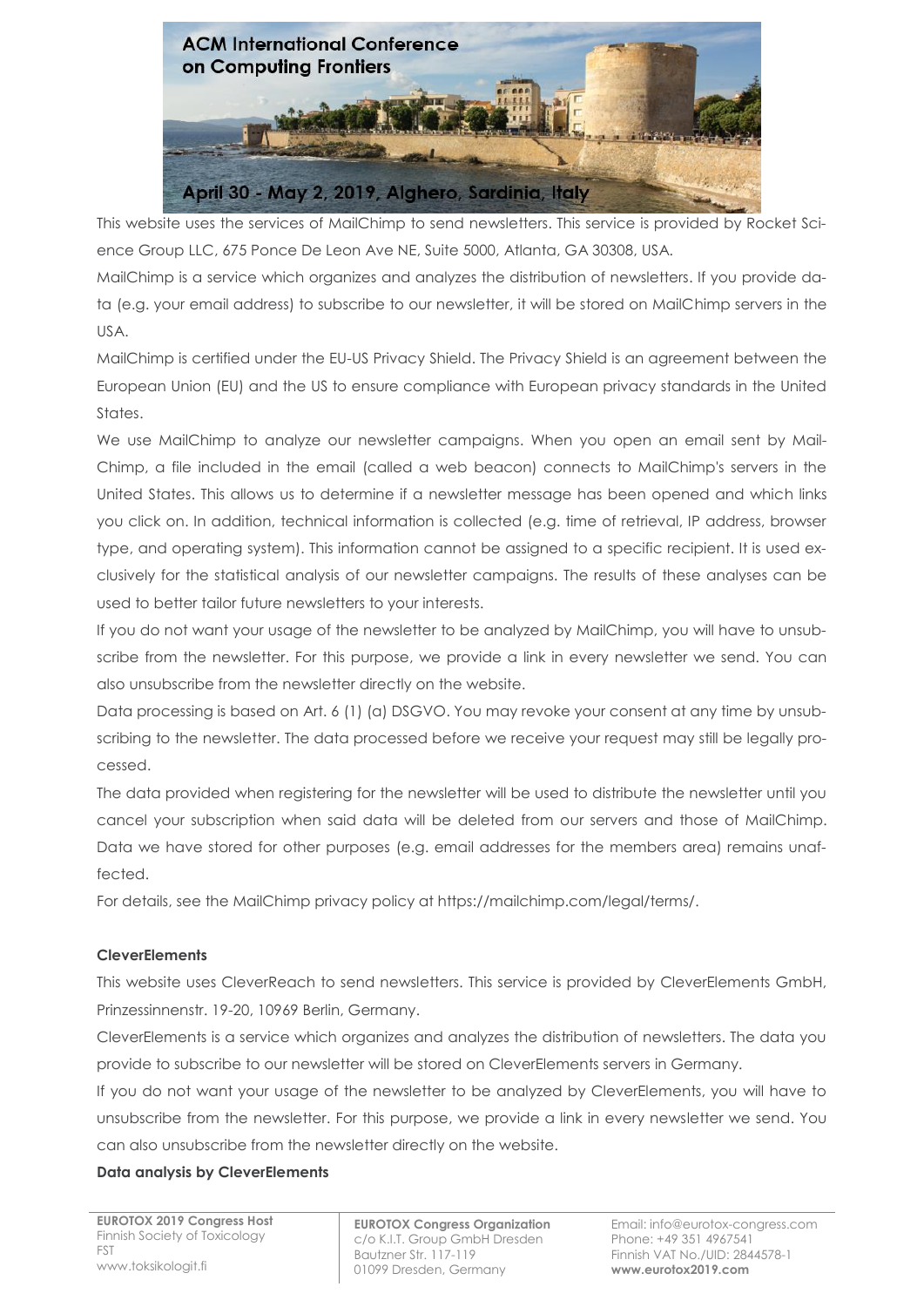This website uses the services of MailChimp to send newsletters. This service is provided by Rocket Science Group LLC, 675 Ponce De Leon Ave NE, Suite 5000, Atlanta, GA 30308, USA.

MailChimp is a service which organizes and analyzes the distribution of newsletters. If you provide data (e.g. your email address) to subscribe to our newsletter, it will be stored on MailChimp servers in the USA.

MailChimp is certified under the EU-US Privacy Shield. The Privacy Shield is an agreement between the European Union (EU) and the US to ensure compliance with European privacy standards in the United States.

We use MailChimp to analyze our newsletter campaigns. When you open an email sent by MailChimp, a file included in the email (called a web beacon) connects to MailChimp's servers in the United States. This allows us to determine if a newsletter message has been opened and which links you click on. In addition, technical information is collected (e.g. time of retrieval, IP address, browser type, and operating system). This information cannot be assigned to a specific recipient. It is used exclusively for the statistical analysis of our newsletter campaigns. The results of these analyses can be used to better tailor future newsletters to your interests.

If you do not want your usage of the newsletter to be analyzed by MailChimp, you will have to unsubscribe from the newsletter. For this purpose, we provide a link in every newsletter we send. You can also unsubscribe from the newsletter directly on the website.

Data processing is based on Art. 6 (1) (a) DSGVO. You may revoke your consent at any time by unsubscribing to the newsletter. The data processed before we receive your request may still be legally processed.

The data provided when registering for the newsletter will be used to distribute the newsletter until you cancel your subscription when said data will be deleted from our servers and those of MailChimp. Data we have stored for other purposes (e.g. email addresses for the members area) remains unaffected.

For details, see the MailChimp privacy policy at https://mailchimp.com/legal/terms/.

**CleverElements**

This website uses CleverReach to send newsletters. This service is provided by CleverElements GmbH, Prinzessinnenstr. 19-20, 10969 Berlin, Germany.

CleverElements is a service which organizes and analyzes the distribution of newsletters. The data you provide to subscribe to our newsletter will be stored on CleverElements servers in Germany.

If you do not want your usage of the newsletter to be analyzed by CleverElements, you will have to unsubscribe from the newsletter. For this purpose, we provide a link in every newsletter we send. You can also unsubscribe from the newsletter directly on the website.

**Data analysis by CleverElements**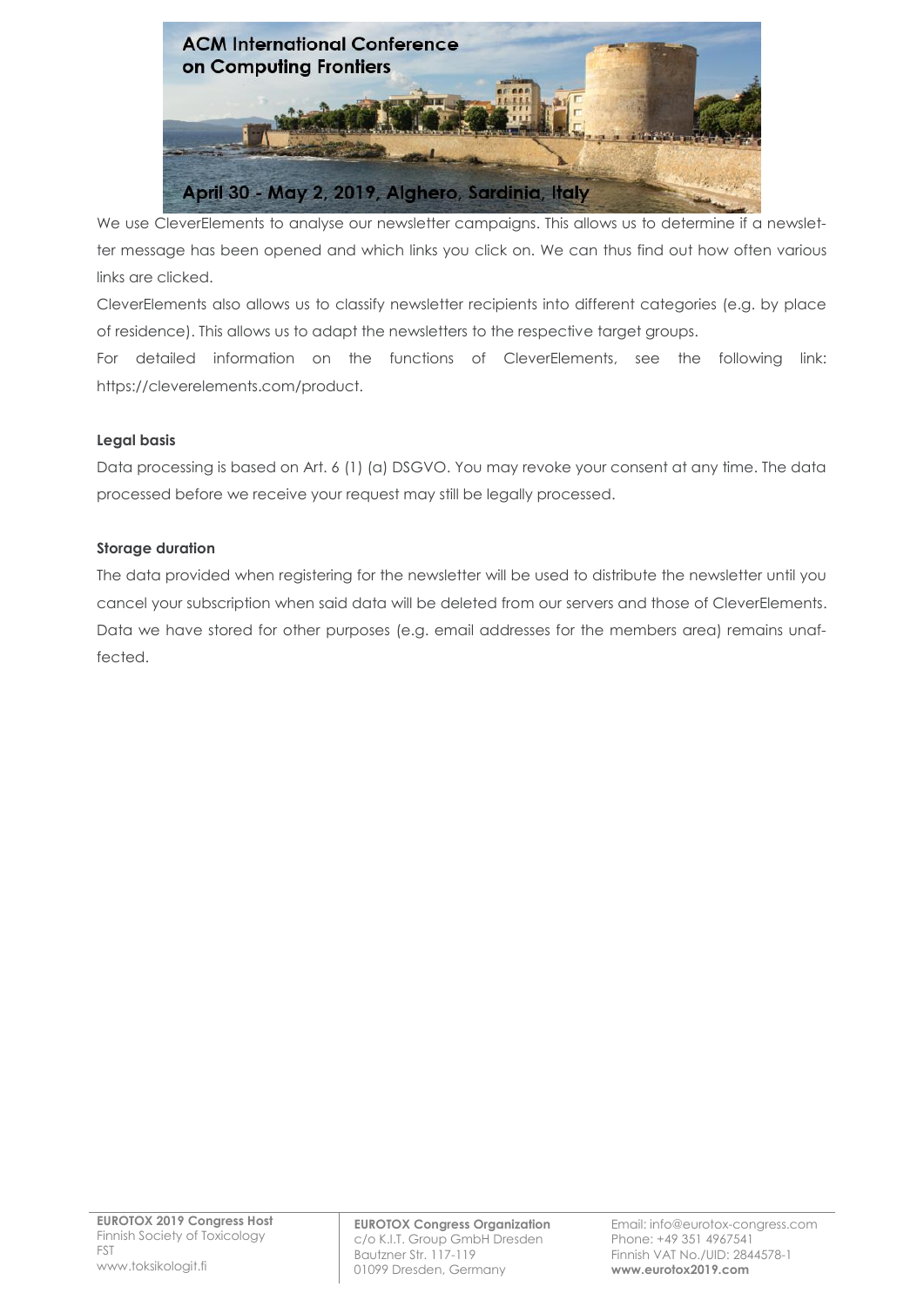We use CleverElements to analyse our newsletter campaigns. This allows us to determine if a newsletter message has been opened and which links you click on. We can thus find out how often various links are clicked.

CleverElements also allows us to classify newsletter recipients into different categories (e.g. by place of residence). This allows us to adapt the newsletters to the respective target groups.

For detailed information on the functions of CleverElements, see the following link: https://cleverelements.com/product.

**Legal basis**

Data processing is based on Art. 6 (1) (a) DSGVO. You may revoke your consent at any time. The data processed before we receive your request may still be legally processed.

**Storage duration**

The data provided when registering for the newsletter will be used to distribute the newsletter until you cancel your subscription when said data will be deleted from our servers and those of CleverElements. Data we have stored for other purposes (e.g. email addresses for the members area) remains unaffected.